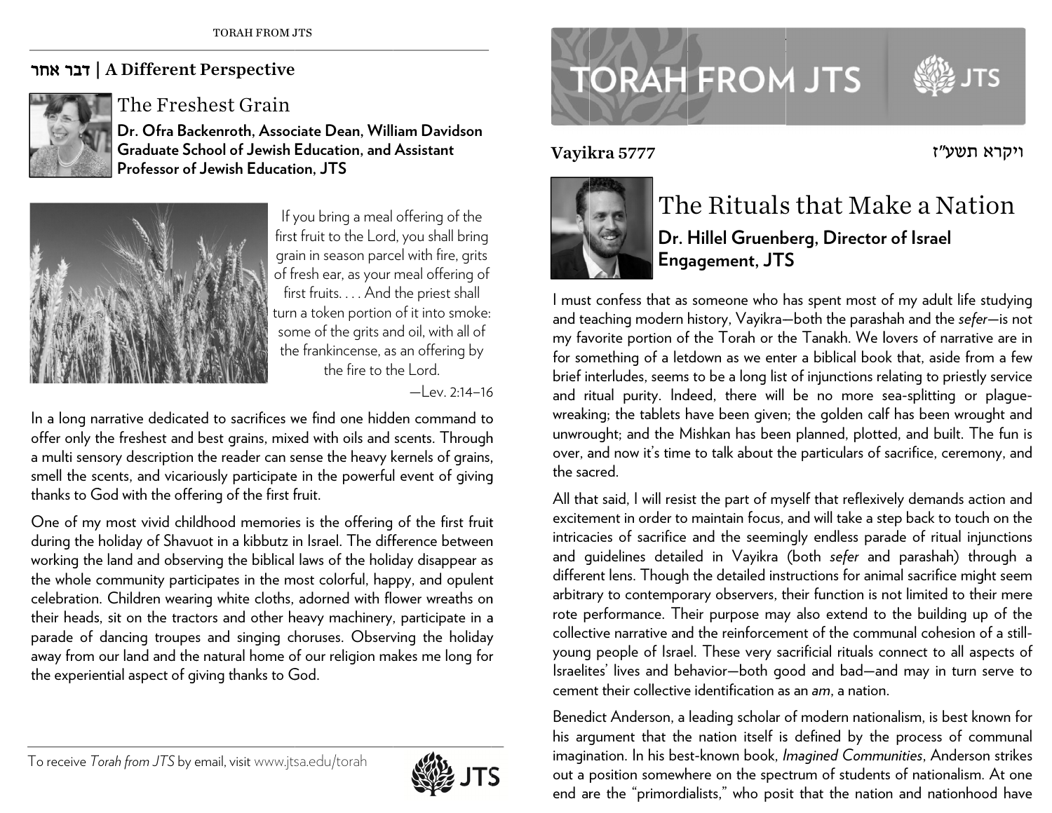## דבר אחר | A Different Perspective

### The Freshest Grain

**Dr. Ofra Backenroth, Associate Dean, William Davidson Graduate School of Jewish Education, and Assistant Professor of Jewish Education, JTS**

> If you bring a meal offering of the first fruit to the Lord, you shall bring grain in season parcel with fire, grits of fresh ear, as your meal offering of first fruits. . . . And the priest shall turn a token portion of it into smoke: some of the grits and oil, with all of the frankincense, as an offering by the fire to the Lord.
>
> —Lev. 2:14–16

In a long narrative dedicated to sacrifices we find one hidden command to offer only the freshest and best grains, mixed with oils and scents. Through a multi sensory description the reader can sense the heavy kernels of grains, smell the scents, and vicariously participate in the powerful event of giving thanks to God with the offering of the first fruit.

One of my most vivid childhood memories is the offering of the first fruit during the holiday of Shavuot in a kibbutz in Israel. The difference between working the land and observing the biblical laws of the holiday disappear as the whole community participates in the most colorful, happy, and opulent celebration. Children wearing white cloths, adorned with flower wreaths on their heads, sit on the tractors and other heavy machinery, participate in a parade of dancing troupes and singing choruses. Observing the holiday away from our land and the natural home of our religion makes me long for the experiential aspect of giving thanks to God.

To receive *Torah from JTS* by email, visit www.jtsa.edu/torah

# TORAH FROM JTS

**Vayikra 5777** ויקרא תשע״ז

## The Rituals that Make a Nation

**Dr. Hillel Gruenberg, Director of Israel Engagement, JTS**

I must confess that as someone who has spent most of my adult life studying and teaching modern history, Vayikra—both the parashah and the *sefer*—is not my favorite portion of the Torah or the Tanakh. We lovers of narrative are in for something of a letdown as we enter a biblical book that, aside from a few brief interludes, seems to be a long list of injunctions relating to priestly service and ritual purity. Indeed, there will be no more sea-splitting or plague-wreaking; the tablets have been given; the golden calf has been wrought and unwrought; and the Mishkan has been planned, plotted, and built. The fun is over, and now it's time to talk about the particulars of sacrifice, ceremony, and the sacred.

All that said, I will resist the part of myself that reflexively demands action and excitement in order to maintain focus, and will take a step back to touch on the intricacies of sacrifice and the seemingly endless parade of ritual injunctions and guidelines detailed in Vayikra (both *sefer* and parashah) through a different lens. Though the detailed instructions for animal sacrifice might seem arbitrary to contemporary observers, their function is not limited to their mere rote performance. Their purpose may also extend to the building up of the collective narrative and the reinforcement of the communal cohesion of a still-young people of Israel. These very sacrificial rituals connect to all aspects of Israelites' lives and behavior—both good and bad—and may in turn serve to cement their collective identification as an *am*, a nation.

Benedict Anderson, a leading scholar of modern nationalism, is best known for his argument that the nation itself is defined by the process of communal imagination. In his best-known book, *Imagined Communities*, Anderson strikes out a position somewhere on the spectrum of students of nationalism. At one end are the "primordialists," who posit that the nation and nationhood have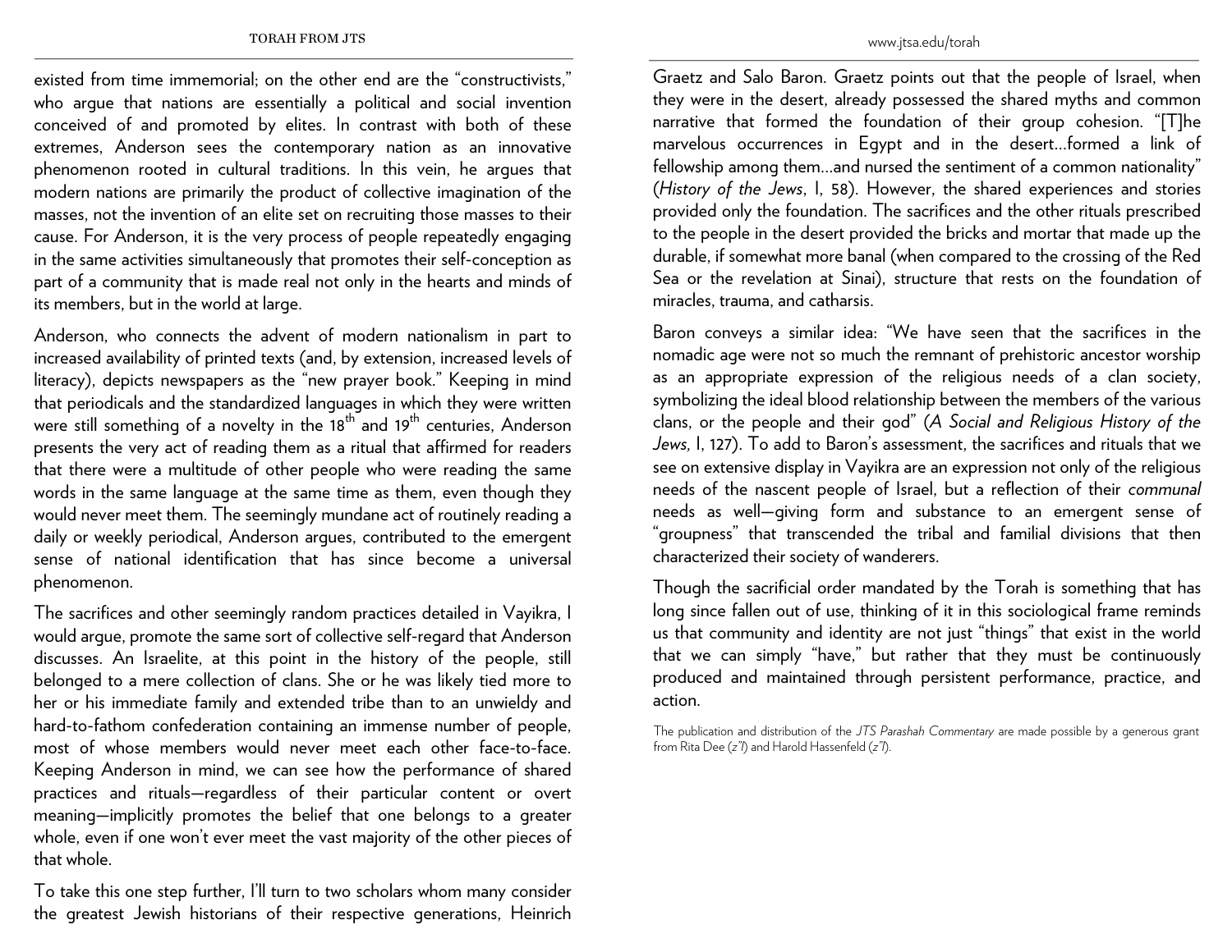existed from time immemorial; on the other end are the "constructivists," who argue that nations are essentially a political and social invention conceived of and promoted by elites. In contrast with both of these extremes, Anderson sees the contemporary nation as an innovative phenomenon rooted in cultural traditions. In this vein, he argues that modern nations are primarily the product of collective imagination of the masses, not the invention of an elite set on recruiting those masses to their cause. For Anderson, it is the very process of people repeatedly engaging in the same activities simultaneously that promotes their self-conception as part of a community that is made real not only in the hearts and minds of its members, but in the world at large.

Anderson, who connects the advent of modern nationalism in part to increased availability of printed texts (and, by extension, increased levels of literacy), depicts newspapers as the "new prayer book." Keeping in mind that periodicals and the standardized languages in which they were written were still something of a novelty in the 18th and 19th centuries, Anderson presents the very act of reading them as a ritual that affirmed for readers that there were a multitude of other people who were reading the same words in the same language at the same time as them, even though they would never meet them. The seemingly mundane act of routinely reading a daily or weekly periodical, Anderson argues, contributed to the emergent sense of national identification that has since become a universal phenomenon.

The sacrifices and other seemingly random practices detailed in Vayikra, I would argue, promote the same sort of collective self-regard that Anderson discusses. An Israelite, at this point in the history of the people, still belonged to a mere collection of clans. She or he was likely tied more to her or his immediate family and extended tribe than to an unwieldy and hard-to-fathom confederation containing an immense number of people, most of whose members would never meet each other face-to-face. Keeping Anderson in mind, we can see how the performance of shared practices and rituals—regardless of their particular content or overt meaning—implicitly promotes the belief that one belongs to a greater whole, even if one won't ever meet the vast majority of the other pieces of that whole.

To take this one step further, I'll turn to two scholars whom many consider the greatest Jewish historians of their respective generations, Heinrich Graetz and Salo Baron. Graetz points out that the people of Israel, when they were in the desert, already possessed the shared myths and common narrative that formed the foundation of their group cohesion. "[T]he marvelous occurrences in Egypt and in the desert…formed a link of fellowship among them…and nursed the sentiment of a common nationality" (*History of the Jews*, I, 58). However, the shared experiences and stories provided only the foundation. The sacrifices and the other rituals prescribed to the people in the desert provided the bricks and mortar that made up the durable, if somewhat more banal (when compared to the crossing of the Red Sea or the revelation at Sinai), structure that rests on the foundation of miracles, trauma, and catharsis.

Baron conveys a similar idea: "We have seen that the sacrifices in the nomadic age were not so much the remnant of prehistoric ancestor worship as an appropriate expression of the religious needs of a clan society, symbolizing the ideal blood relationship between the members of the various clans, or the people and their god" (*A Social and Religious History of the Jews,* I, 127). To add to Baron's assessment, the sacrifices and rituals that we see on extensive display in Vayikra are an expression not only of the religious needs of the nascent people of Israel, but a reflection of their *communal* needs as well—giving form and substance to an emergent sense of "groupness" that transcended the tribal and familial divisions that then characterized their society of wanderers.

Though the sacrificial order mandated by the Torah is something that has long since fallen out of use, thinking of it in this sociological frame reminds us that community and identity are not just "things" that exist in the world that we can simply "have," but rather that they must be continuously produced and maintained through persistent performance, practice, and action.

The publication and distribution of the *JTS Parashah Commentary* are made possible by a generous grant from Rita Dee (*z"l*) and Harold Hassenfeld (*z"l*).